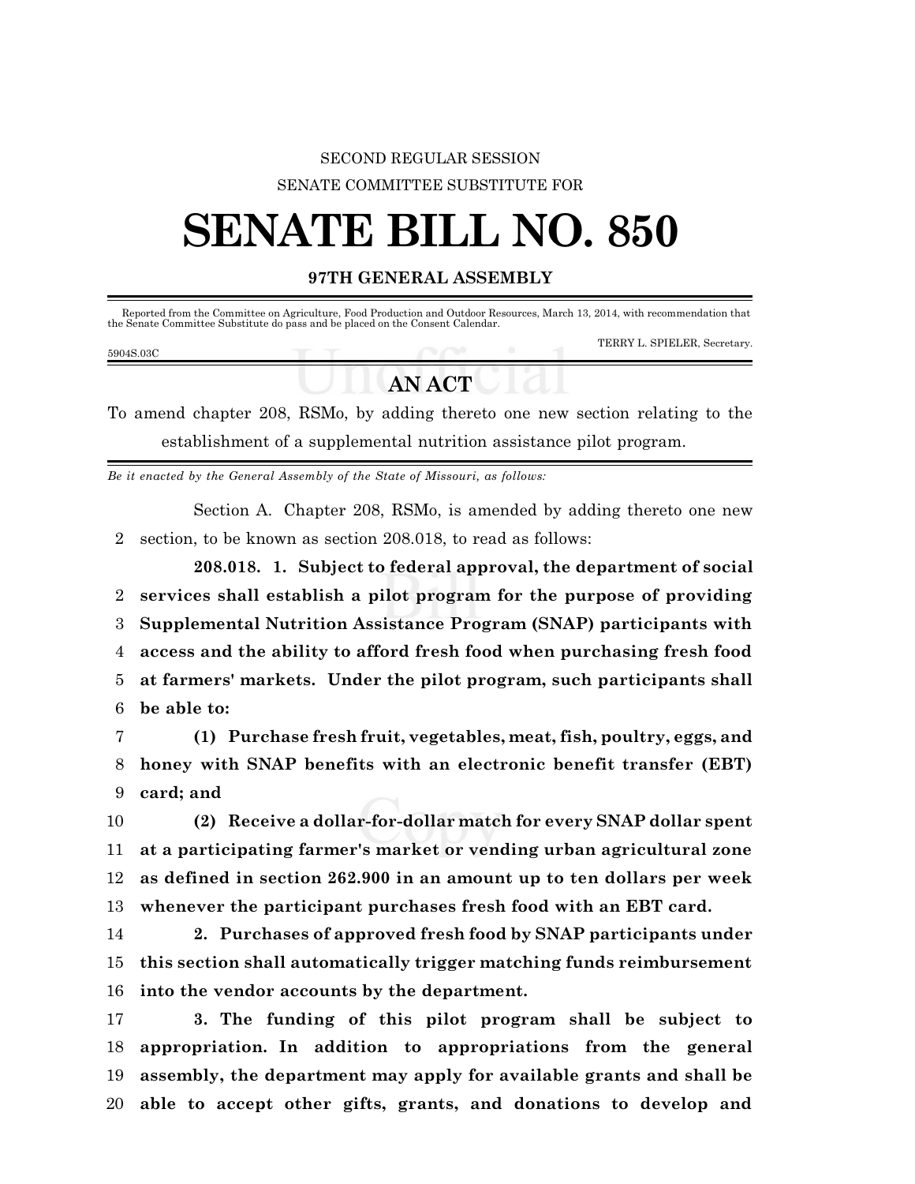SECOND REGULAR SESSION

SENATE COMMITTEE SUBSTITUTE FOR

# SENATE BILL NO. 850

**97TH GENERAL ASSEMBLY**

Reported from the Committee on Agriculture, Food Production and Outdoor Resources, March 13, 2014, with recommendation that the Senate Committee Substitute do pass and be placed on the Consent Calendar.

TERRY L. SPIELER, Secretary.

5904S.03C

## AN ACT

To amend chapter 208, RSMo, by adding thereto one new section relating to the establishment of a supplemental nutrition assistance pilot program.

*Be it enacted by the General Assembly of the State of Missouri, as follows:*

Section A. Chapter 208, RSMo, is amended by adding thereto one new section, to be known as section 208.018, to read as follows:

**208.018. 1. Subject to federal approval, the department of social services shall establish a pilot program for the purpose of providing Supplemental Nutrition Assistance Program (SNAP) participants with access and the ability to afford fresh food when purchasing fresh food at farmers' markets. Under the pilot program, such participants shall be able to:**

**(1) Purchase fresh fruit, vegetables, meat, fish, poultry, eggs, and honey with SNAP benefits with an electronic benefit transfer (EBT) card; and**

**(2) Receive a dollar-for-dollar match for every SNAP dollar spent at a participating farmer's market or vending urban agricultural zone as defined in section 262.900 in an amount up to ten dollars per week whenever the participant purchases fresh food with an EBT card.**

**2. Purchases of approved fresh food by SNAP participants under this section shall automatically trigger matching funds reimbursement into the vendor accounts by the department.**

**3. The funding of this pilot program shall be subject to appropriation. In addition to appropriations from the general assembly, the department may apply for available grants and shall be able to accept other gifts, grants, and donations to develop and**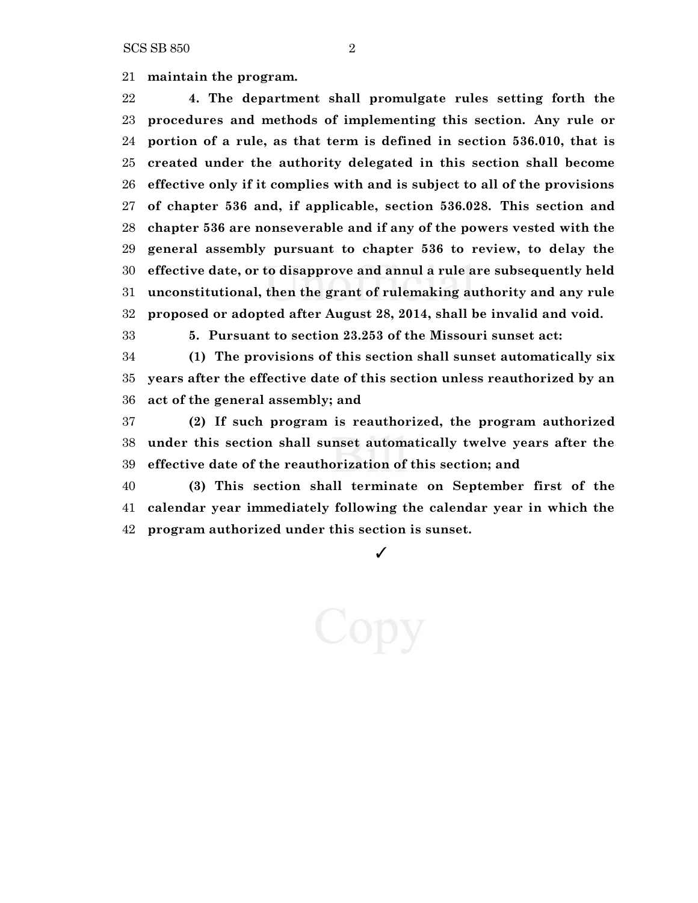**maintain the program.**

**4. The department shall promulgate rules setting forth the procedures and methods of implementing this section. Any rule or portion of a rule, as that term is defined in section 536.010, that is created under the authority delegated in this section shall become effective only if it complies with and is subject to all of the provisions of chapter 536 and, if applicable, section 536.028. This section and chapter 536 are nonseverable and if any of the powers vested with the general assembly pursuant to chapter 536 to review, to delay the effective date, or to disapprove and annul a rule are subsequently held unconstitutional, then the grant of rulemaking authority and any rule proposed or adopted after August 28, 2014, shall be invalid and void.**

**5. Pursuant to section 23.253 of the Missouri sunset act:**

**(1) The provisions of this section shall sunset automatically six years after the effective date of this section unless reauthorized by an act of the general assembly; and**

**(2) If such program is reauthorized, the program authorized under this section shall sunset automatically twelve years after the effective date of the reauthorization of this section; and**

**(3) This section shall terminate on September first of the calendar year immediately following the calendar year in which the program authorized under this section is sunset.**

✓